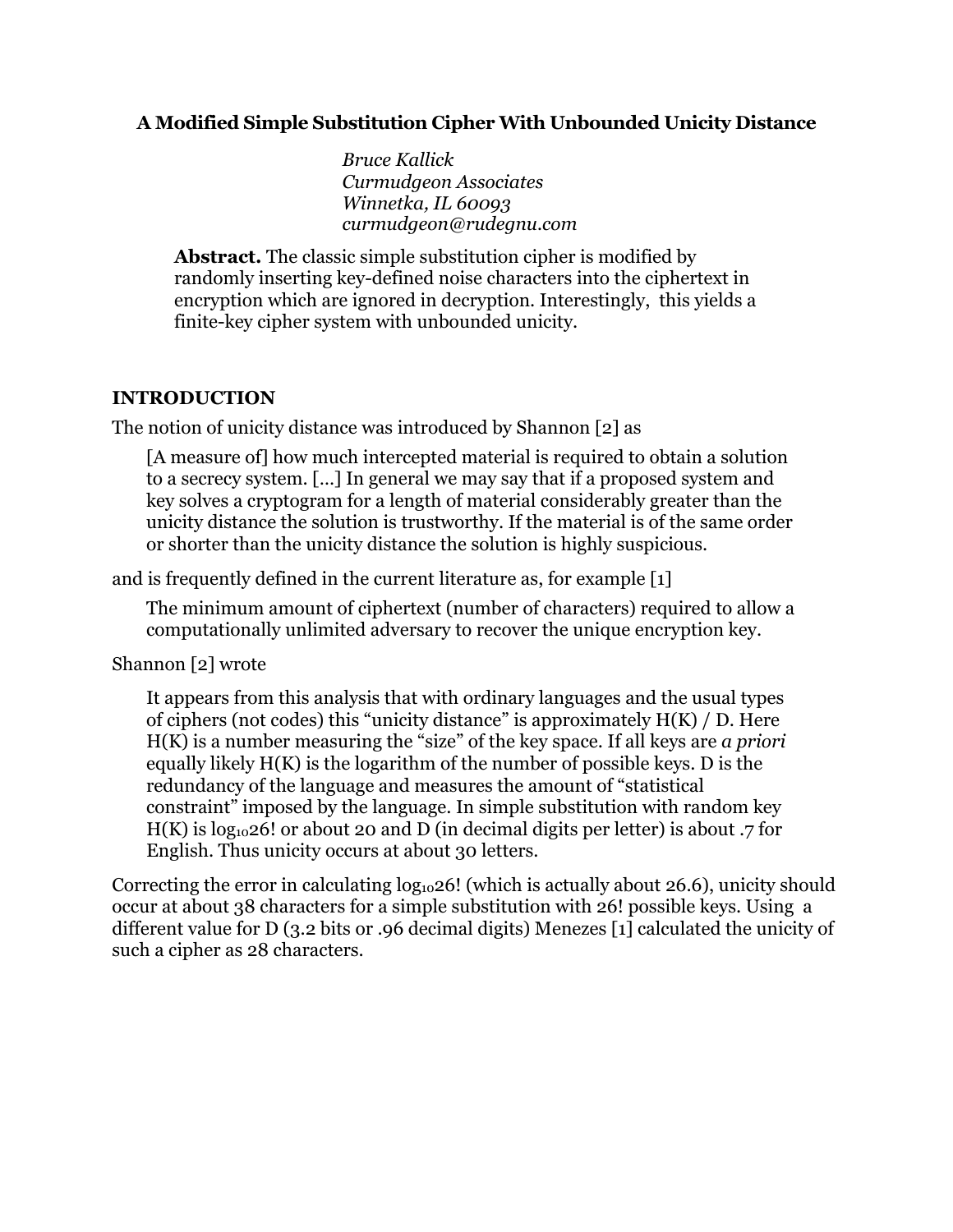# A Modified Simple Substitution Cipher With Unbounded Unicity Distance

*Bruce Kallick*
*Curmudgeon Associates*
*Winnetka, IL 60093*
*curmudgeon@rudegnu.com*

> **Abstract.** The classic simple substitution cipher is modified by randomly inserting key-defined noise characters into the ciphertext in encryption which are ignored in decryption. Interestingly, this yields a finite-key cipher system with unbounded unicity.

## INTRODUCTION

The notion of unicity distance was introduced by Shannon [2] as

> [A measure of] how much intercepted material is required to obtain a solution to a secrecy system. [...] In general we may say that if a proposed system and key solves a cryptogram for a length of material considerably greater than the unicity distance the solution is trustworthy. If the material is of the same order or shorter than the unicity distance the solution is highly suspicious.

and is frequently defined in the current literature as, for example [1]

> The minimum amount of ciphertext (number of characters) required to allow a computationally unlimited adversary to recover the unique encryption key.

Shannon [2] wrote

> It appears from this analysis that with ordinary languages and the usual types of ciphers (not codes) this "unicity distance" is approximately H(K) / D. Here H(K) is a number measuring the "size" of the key space. If all keys are *a priori* equally likely H(K) is the logarithm of the number of possible keys. D is the redundancy of the language and measures the amount of "statistical constraint" imposed by the language. In simple substitution with random key H(K) is $\log_{10}26!$ or about 20 and D (in decimal digits per letter) is about .7 for English. Thus unicity occurs at about 30 letters.

Correcting the error in calculating $\log_{10}26!$ (which is actually about 26.6), unicity should occur at about 38 characters for a simple substitution with 26! possible keys. Using a different value for D (3.2 bits or .96 decimal digits) Menezes [1] calculated the unicity of such a cipher as 28 characters.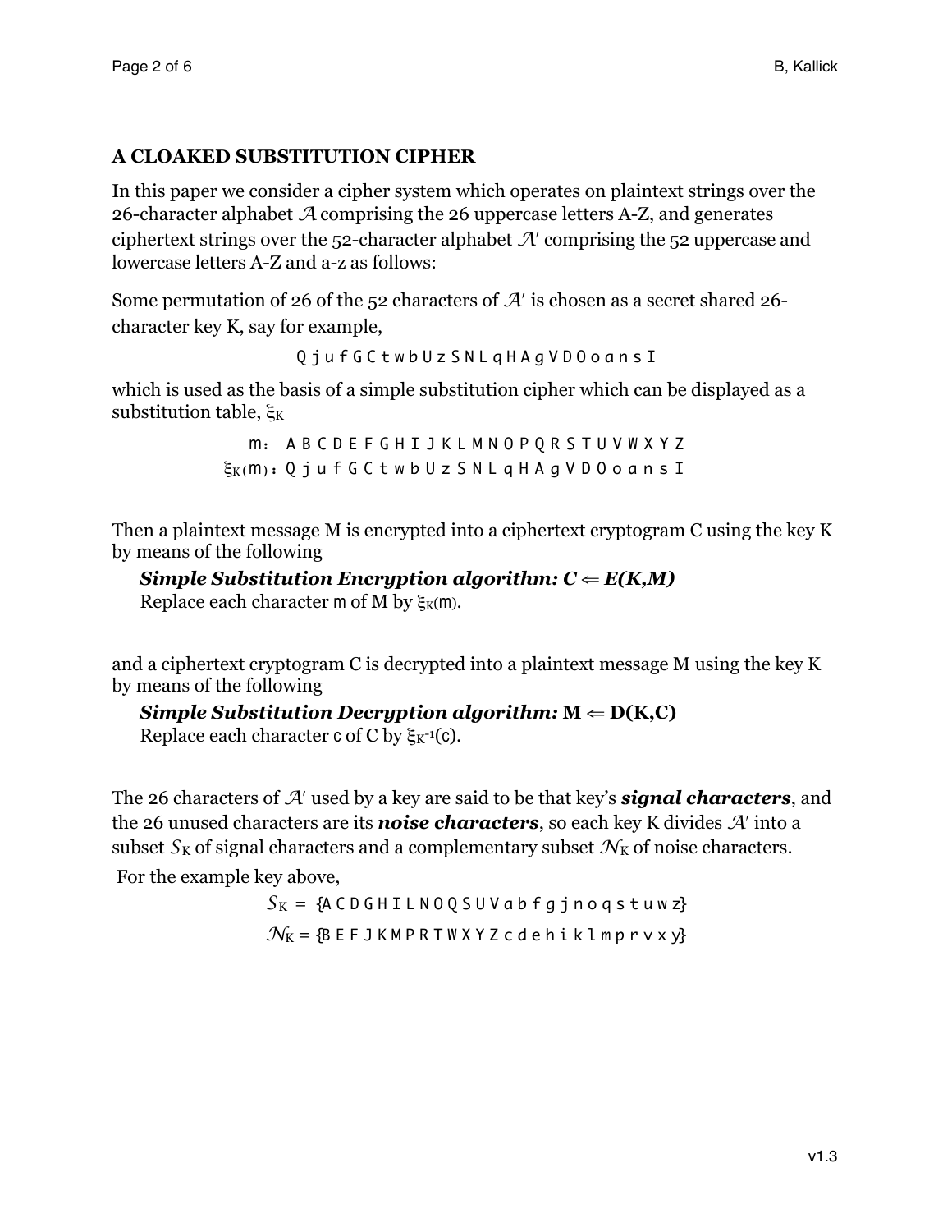## A CLOAKED SUBSTITUTION CIPHER

In this paper we consider a cipher system which operates on plaintext strings over the 26-character alphabet $\mathcal{A}$ comprising the 26 uppercase letters A-Z, and generates ciphertext strings over the 52-character alphabet $\mathcal{A}'$ comprising the 52 uppercase and lowercase letters A-Z and a-z as follows:

Some permutation of 26 of the 52 characters of $\mathcal{A}'$ is chosen as a secret shared 26-character key K, say for example,

```
Q j u f G C t w b U z S N L q H A g V D O o a n s I
```

which is used as the basis of a simple substitution cipher which can be displayed as a substitution table, $\xi_K$

```
     m:  A B C D E F G H I J K L M N O P Q R S T U V W X Y Z
ξK(m):  Q j u f G C t w b U z S N L q H A g V D O o a n s I
```

Then a plaintext message M is encrypted into a ciphertext cryptogram C using the key K by means of the following

***Simple Substitution Encryption algorithm: C ⇐ E(K,M)***
Replace each character m of M by $\xi_K$(m).

and a ciphertext cryptogram C is decrypted into a plaintext message M using the key K by means of the following

***Simple Substitution Decryption algorithm:* M ⇐ D(K,C)**
Replace each character c of C by $\xi_K^{-1}$(c).

The 26 characters of $\mathcal{A}'$ used by a key are said to be that key's ***signal characters***, and the 26 unused characters are its ***noise characters***, so each key K divides $\mathcal{A}'$ into a subset $S_K$ of signal characters and a complementary subset $\mathcal{N}_K$ of noise characters.

For the example key above,

$S_K$ = {A C D G H I L N O Q S U V a b f g j n o q s t u w z}

$\mathcal{N}_K$ = {B E F J K M P R T W X Y Z c d e h i k l m p r v x y}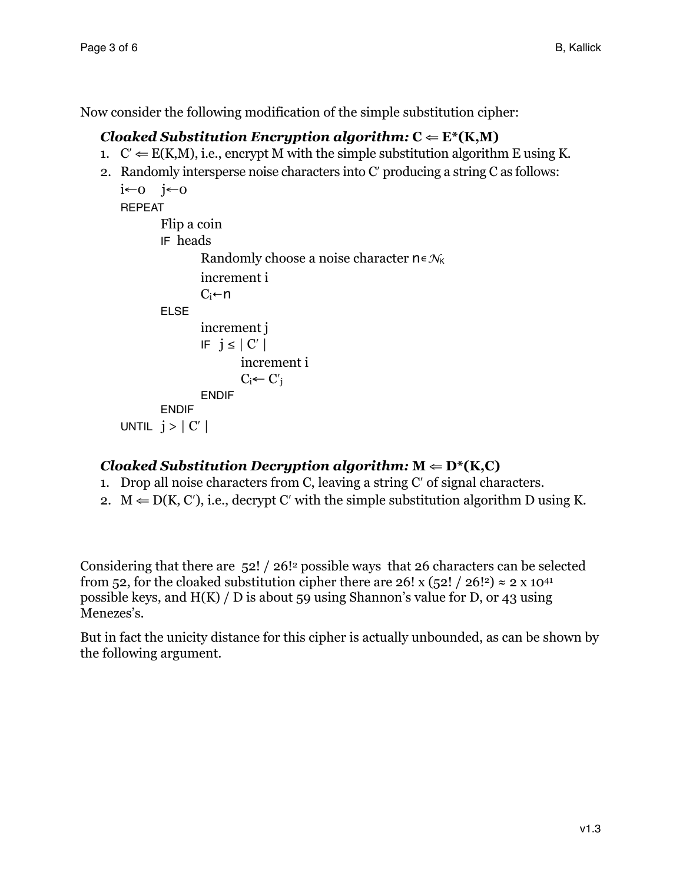Now consider the following modification of the simple substitution cipher:

***Cloaked Substitution Encryption algorithm:* C ⇐ E*(K,M)**

1. C′ ⇐ E(K,M), i.e., encrypt M with the simple substitution algorithm E using K.
2. Randomly intersperse noise characters into C′ producing a string C as follows:

```
i←0    j←0
REPEAT
        Flip a coin
        IF  heads
                Randomly choose a noise character n∈𝒩K
                increment i
                Ci←n
        ELSE
                increment j
                IF  j ≤ | C′ |
                        increment i
                        Ci← C′j
                ENDIF
        ENDIF
UNTIL  j > | C′ |
```

***Cloaked Substitution Decryption algorithm:* M ⇐ D*(K,C)**

1. Drop all noise characters from C, leaving a string C′ of signal characters.
2. M ⇐ D(K, C′), i.e., decrypt C′ with the simple substitution algorithm D using K.

Considering that there are $52! / 26!^2$ possible ways that 26 characters can be selected from 52, for the cloaked substitution cipher there are $26! \times (52! / 26!^2) \approx 2 \times 10^{41}$ possible keys, and H(K) / D is about 59 using Shannon's value for D, or 43 using Menezes's.

But in fact the unicity distance for this cipher is actually unbounded, as can be shown by the following argument.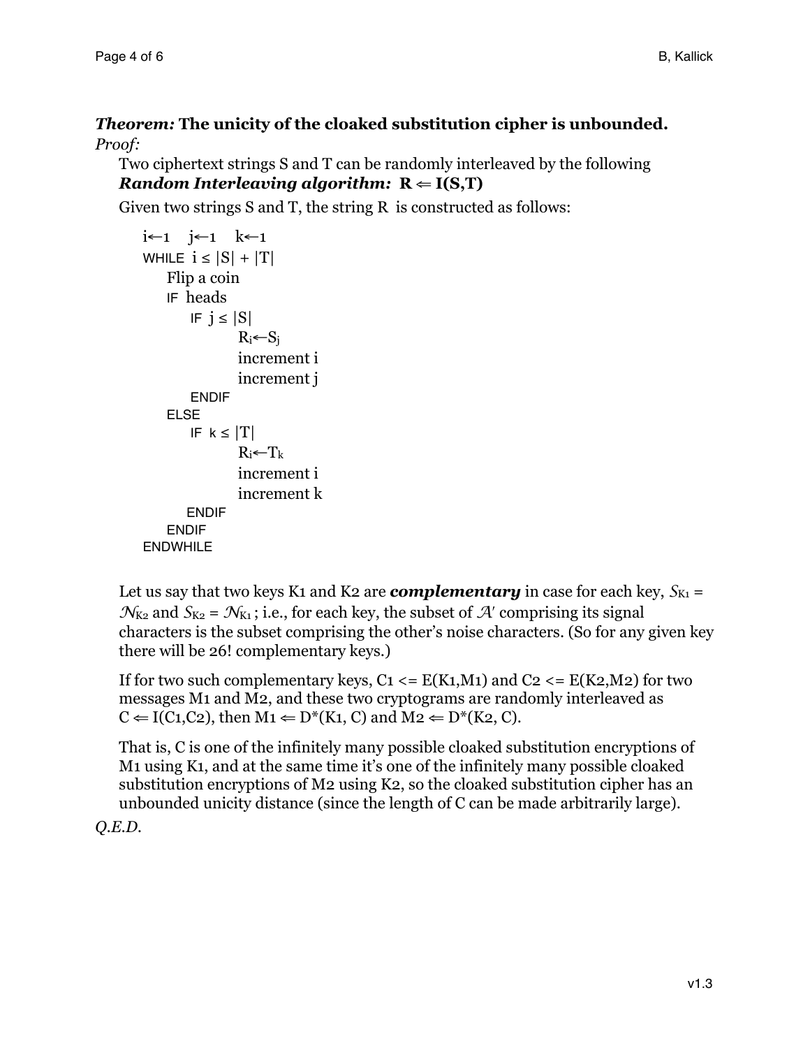***Theorem:*** **The unicity of the cloaked substitution cipher is unbounded.**

*Proof:*

Two ciphertext strings S and T can be randomly interleaved by the following ***Random Interleaving algorithm:*** $\mathbf{R \Leftarrow I(S,T)}$

Given two strings S and T, the string R is constructed as follows:

```
i←1   j←1   k←1
WHILE  i ≤ |S| + |T|
    Flip a coin
    IF  heads
        IF  j ≤ |S|
                R_i←S_j
                increment i
                increment j
        ENDIF
    ELSE
        IF  k ≤ |T|
                R_i←T_k
                increment i
                increment k
        ENDIF
    ENDIF
ENDWHILE
```

Let us say that two keys K1 and K2 are ***complementary*** in case for each key, $\mathcal{S}_{K1} = \mathcal{N}_{K2}$ and $\mathcal{S}_{K2} = \mathcal{N}_{K1}$; i.e., for each key, the subset of $\mathcal{A}'$ comprising its signal characters is the subset comprising the other's noise characters. (So for any given key there will be 26! complementary keys.)

If for two such complementary keys, C1 <= E(K1,M1) and C2 <= E(K2,M2) for two messages M1 and M2, and these two cryptograms are randomly interleaved as $C \Leftarrow I(C1,C2)$, then $M1 \Leftarrow D^*(K1, C)$ and $M2 \Leftarrow D^*(K2, C)$.

That is, C is one of the infinitely many possible cloaked substitution encryptions of M1 using K1, and at the same time it's one of the infinitely many possible cloaked substitution encryptions of M2 using K2, so the cloaked substitution cipher has an unbounded unicity distance (since the length of C can be made arbitrarily large).

*Q.E.D.*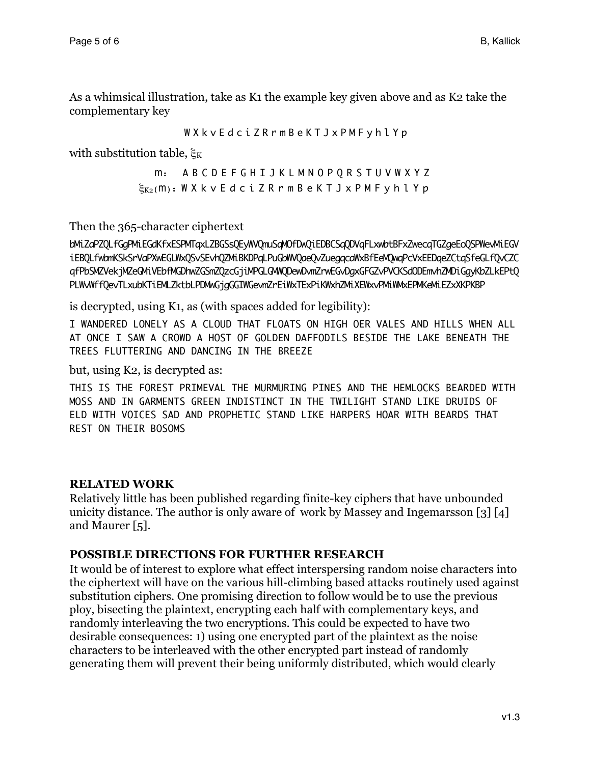As a whimsical illustration, take as K1 the example key given above and as K2 take the complementary key

```
W X k v E d c i Z R r m B e K T J x P M F y h l Y p
```

with substitution table, $\xi_K$

```
      m:   A B C D E F G H I J K L M N O P Q R S T U V W X Y Z
ξK2(m):    W X k v E d c i Z R r m B e K T J x P M F y h l Y p
```

Then the 365-character ciphertext

```
bMiZaPZQLfGgPMiEGdKfxESPMTqxLZBGSsQEyWVQmuSqMOfDwQiEDBCSqQDVqFLxwbtBFxZwecqTGZgeEoQSPWevMiEGV
iEBQLfwbmKSkSrVaPXwEGLWxQSvSEvhQZMiBKDPqLPuGbWVQaeQvZuegqcaWxBfEeMQwqPcVxEEDqeZCtqSfeGLfQvCZC
qfPbSMZVekjMZeGMiVEbfMGDhwZGSmZQzcGjiMPGLGMWQDewDvmZrwEGvDgxGFGZvPVCKSdODEmvhZMDiGgyKbZLkEPtQ
PLWwWffQevTLxubKTiEMLZktbLPDMwGjgGGIWGevmZrEiWxTExPiKWxhZMiXEWxvPMiWMxEPMKeMiEZxXKPKBP
```

is decrypted, using K1, as (with spaces added for legibility):

```
I WANDERED LONELY AS A CLOUD THAT FLOATS ON HIGH OER VALES AND HILLS WHEN ALL
AT ONCE I SAW A CROWD A HOST OF GOLDEN DAFFODILS BESIDE THE LAKE BENEATH THE
TREES FLUTTERING AND DANCING IN THE BREEZE
```

but, using K2, is decrypted as:

```
THIS IS THE FOREST PRIMEVAL THE MURMURING PINES AND THE HEMLOCKS BEARDED WITH
MOSS AND IN GARMENTS GREEN INDISTINCT IN THE TWILIGHT STAND LIKE DRUIDS OF
ELD WITH VOICES SAD AND PROPHETIC STAND LIKE HARPERS HOAR WITH BEARDS THAT
REST ON THEIR BOSOMS
```

## RELATED WORK

Relatively little has been published regarding finite-key ciphers that have unbounded unicity distance. The author is only aware of work by Massey and Ingemarsson [3] [4] and Maurer [5].

## POSSIBLE DIRECTIONS FOR FURTHER RESEARCH

It would be of interest to explore what effect interspersing random noise characters into the ciphertext will have on the various hill-climbing based attacks routinely used against substitution ciphers. One promising direction to follow would be to use the previous ploy, bisecting the plaintext, encrypting each half with complementary keys, and randomly interleaving the two encryptions. This could be expected to have two desirable consequences: 1) using one encrypted part of the plaintext as the noise characters to be interleaved with the other encrypted part instead of randomly generating them will prevent their being uniformly distributed, which would clearly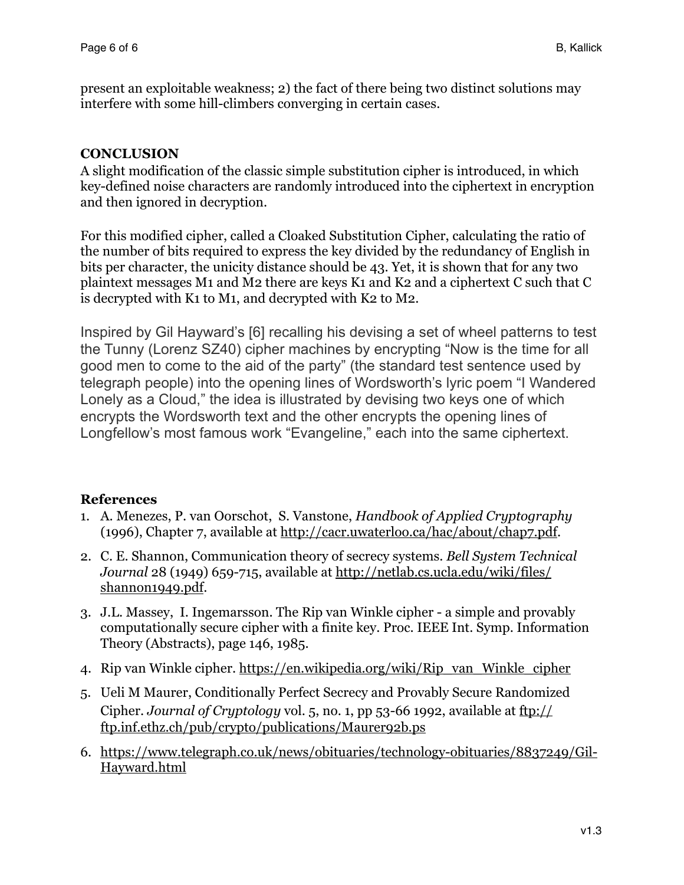present an exploitable weakness; 2) the fact of there being two distinct solutions may interfere with some hill-climbers converging in certain cases.

## CONCLUSION

A slight modification of the classic simple substitution cipher is introduced, in which key-defined noise characters are randomly introduced into the ciphertext in encryption and then ignored in decryption.

For this modified cipher, called a Cloaked Substitution Cipher, calculating the ratio of the number of bits required to express the key divided by the redundancy of English in bits per character, the unicity distance should be 43. Yet, it is shown that for any two plaintext messages M1 and M2 there are keys K1 and K2 and a ciphertext C such that C is decrypted with K1 to M1, and decrypted with K2 to M2.

Inspired by Gil Hayward's [6] recalling his devising a set of wheel patterns to test the Tunny (Lorenz SZ40) cipher machines by encrypting "Now is the time for all good men to come to the aid of the party" (the standard test sentence used by telegraph people) into the opening lines of Wordsworth's lyric poem "I Wandered Lonely as a Cloud," the idea is illustrated by devising two keys one of which encrypts the Wordsworth text and the other encrypts the opening lines of Longfellow's most famous work "Evangeline," each into the same ciphertext.

## References

1. A. Menezes, P. van Oorschot, S. Vanstone, *Handbook of Applied Cryptography* (1996), Chapter 7, available at http://cacr.uwaterloo.ca/hac/about/chap7.pdf.
2. C. E. Shannon, Communication theory of secrecy systems. *Bell System Technical Journal* 28 (1949) 659-715, available at http://netlab.cs.ucla.edu/wiki/files/shannon1949.pdf.
3. J.L. Massey, I. Ingemarsson. The Rip van Winkle cipher - a simple and provably computationally secure cipher with a finite key. Proc. IEEE Int. Symp. Information Theory (Abstracts), page 146, 1985.
4. Rip van Winkle cipher. https://en.wikipedia.org/wiki/Rip_van_Winkle_cipher
5. Ueli M Maurer, Conditionally Perfect Secrecy and Provably Secure Randomized Cipher. *Journal of Cryptology* vol. 5, no. 1, pp 53-66 1992, available at ftp://ftp.inf.ethz.ch/pub/crypto/publications/Maurer92b.ps
6. https://www.telegraph.co.uk/news/obituaries/technology-obituaries/8837249/Gil-Hayward.html

v1.3